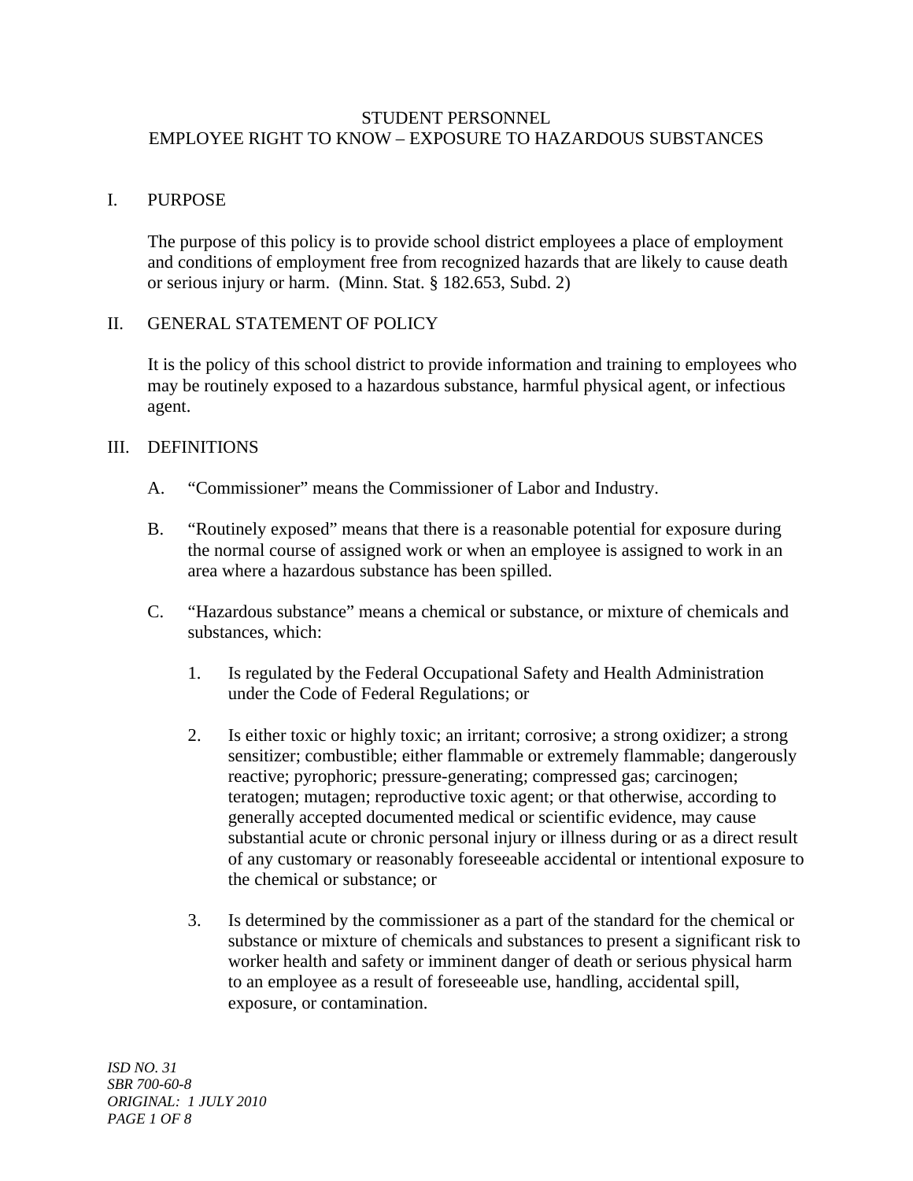# STUDENT PERSONNEL
# EMPLOYEE RIGHT TO KNOW – EXPOSURE TO HAZARDOUS SUBSTANCES

## I. PURPOSE

The purpose of this policy is to provide school district employees a place of employment and conditions of employment free from recognized hazards that are likely to cause death or serious injury or harm. (Minn. Stat. § 182.653, Subd. 2)

## II. GENERAL STATEMENT OF POLICY

It is the policy of this school district to provide information and training to employees who may be routinely exposed to a hazardous substance, harmful physical agent, or infectious agent.

## III. DEFINITIONS

A. "Commissioner" means the Commissioner of Labor and Industry.

B. "Routinely exposed" means that there is a reasonable potential for exposure during the normal course of assigned work or when an employee is assigned to work in an area where a hazardous substance has been spilled.

C. "Hazardous substance" means a chemical or substance, or mixture of chemicals and substances, which:

   1. Is regulated by the Federal Occupational Safety and Health Administration under the Code of Federal Regulations; or

   2. Is either toxic or highly toxic; an irritant; corrosive; a strong oxidizer; a strong sensitizer; combustible; either flammable or extremely flammable; dangerously reactive; pyrophoric; pressure-generating; compressed gas; carcinogen; teratogen; mutagen; reproductive toxic agent; or that otherwise, according to generally accepted documented medical or scientific evidence, may cause substantial acute or chronic personal injury or illness during or as a direct result of any customary or reasonably foreseeable accidental or intentional exposure to the chemical or substance; or

   3. Is determined by the commissioner as a part of the standard for the chemical or substance or mixture of chemicals and substances to present a significant risk to worker health and safety or imminent danger of death or serious physical harm to an employee as a result of foreseeable use, handling, accidental spill, exposure, or contamination.

*ISD NO. 31*
*SBR 700-60-8*
*ORIGINAL: 1 JULY 2010*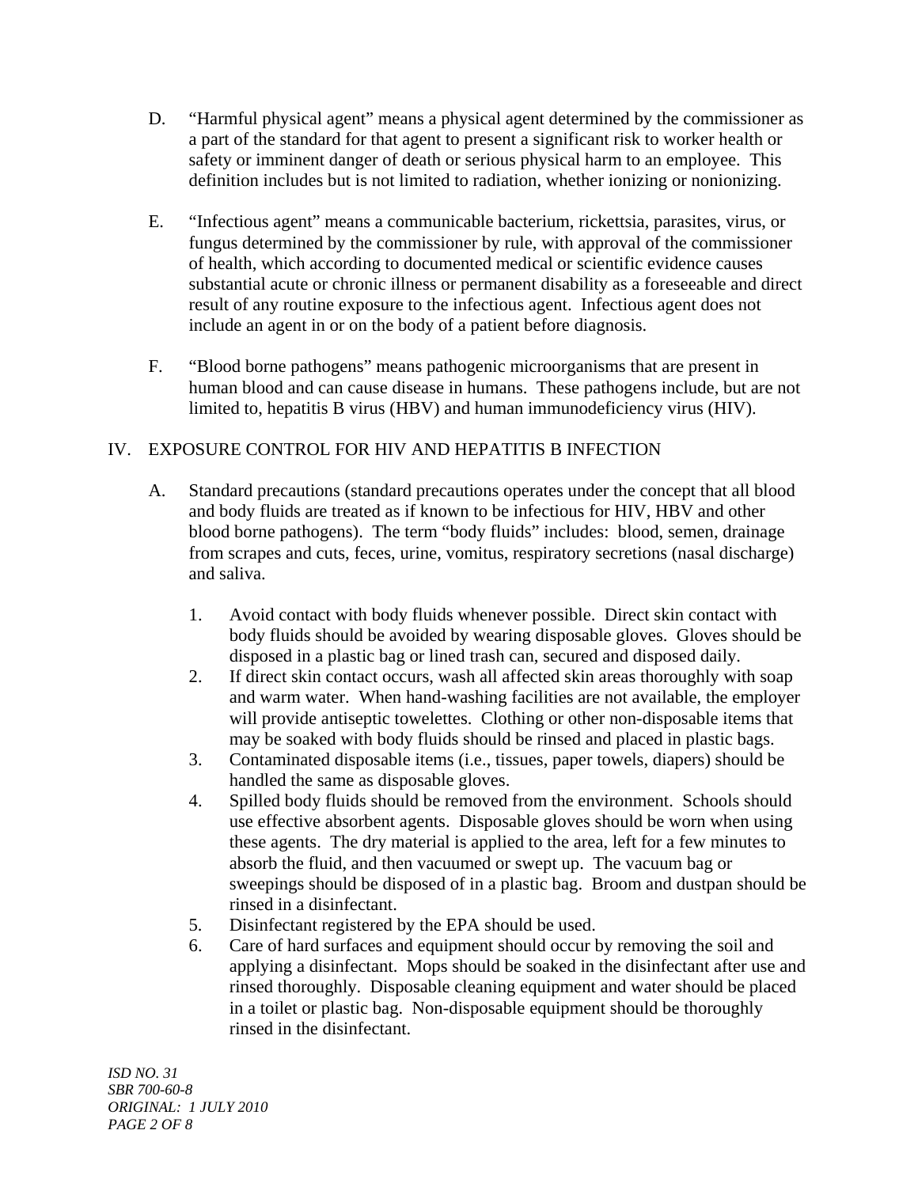D. "Harmful physical agent" means a physical agent determined by the commissioner as a part of the standard for that agent to present a significant risk to worker health or safety or imminent danger of death or serious physical harm to an employee. This definition includes but is not limited to radiation, whether ionizing or nonionizing.

E. "Infectious agent" means a communicable bacterium, rickettsia, parasites, virus, or fungus determined by the commissioner by rule, with approval of the commissioner of health, which according to documented medical or scientific evidence causes substantial acute or chronic illness or permanent disability as a foreseeable and direct result of any routine exposure to the infectious agent. Infectious agent does not include an agent in or on the body of a patient before diagnosis.

F. "Blood borne pathogens" means pathogenic microorganisms that are present in human blood and can cause disease in humans. These pathogens include, but are not limited to, hepatitis B virus (HBV) and human immunodeficiency virus (HIV).

## IV. EXPOSURE CONTROL FOR HIV AND HEPATITIS B INFECTION

A. Standard precautions (standard precautions operates under the concept that all blood and body fluids are treated as if known to be infectious for HIV, HBV and other blood borne pathogens). The term "body fluids" includes: blood, semen, drainage from scrapes and cuts, feces, urine, vomitus, respiratory secretions (nasal discharge) and saliva.

1. Avoid contact with body fluids whenever possible. Direct skin contact with body fluids should be avoided by wearing disposable gloves. Gloves should be disposed in a plastic bag or lined trash can, secured and disposed daily.
2. If direct skin contact occurs, wash all affected skin areas thoroughly with soap and warm water. When hand-washing facilities are not available, the employer will provide antiseptic towelettes. Clothing or other non-disposable items that may be soaked with body fluids should be rinsed and placed in plastic bags.
3. Contaminated disposable items (i.e., tissues, paper towels, diapers) should be handled the same as disposable gloves.
4. Spilled body fluids should be removed from the environment. Schools should use effective absorbent agents. Disposable gloves should be worn when using these agents. The dry material is applied to the area, left for a few minutes to absorb the fluid, and then vacuumed or swept up. The vacuum bag or sweepings should be disposed of in a plastic bag. Broom and dustpan should be rinsed in a disinfectant.
5. Disinfectant registered by the EPA should be used.
6. Care of hard surfaces and equipment should occur by removing the soil and applying a disinfectant. Mops should be soaked in the disinfectant after use and rinsed thoroughly. Disposable cleaning equipment and water should be placed in a toilet or plastic bag. Non-disposable equipment should be thoroughly rinsed in the disinfectant.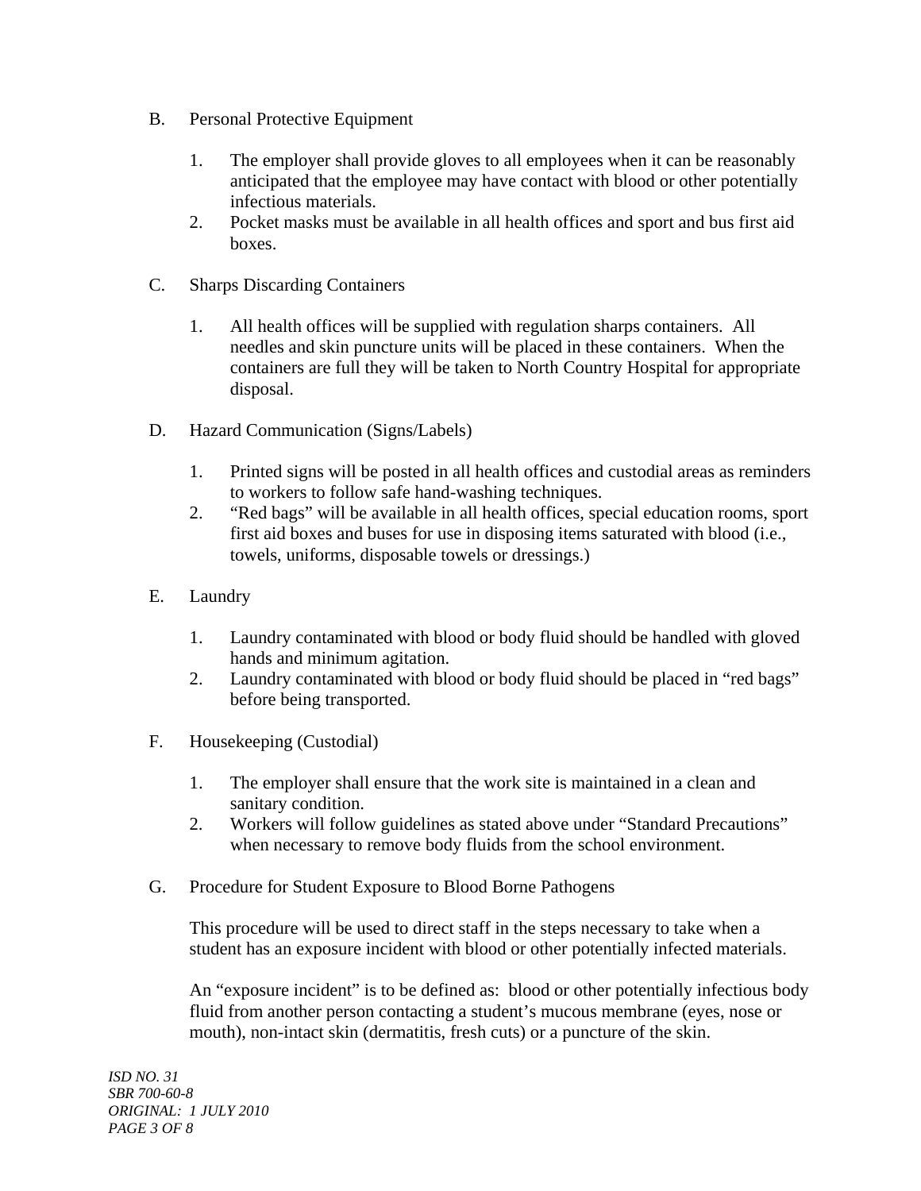B. Personal Protective Equipment

1. The employer shall provide gloves to all employees when it can be reasonably anticipated that the employee may have contact with blood or other potentially infectious materials.
2. Pocket masks must be available in all health offices and sport and bus first aid boxes.

C. Sharps Discarding Containers

1. All health offices will be supplied with regulation sharps containers. All needles and skin puncture units will be placed in these containers. When the containers are full they will be taken to North Country Hospital for appropriate disposal.

D. Hazard Communication (Signs/Labels)

1. Printed signs will be posted in all health offices and custodial areas as reminders to workers to follow safe hand-washing techniques.
2. "Red bags" will be available in all health offices, special education rooms, sport first aid boxes and buses for use in disposing items saturated with blood (i.e., towels, uniforms, disposable towels or dressings.)

E. Laundry

1. Laundry contaminated with blood or body fluid should be handled with gloved hands and minimum agitation.
2. Laundry contaminated with blood or body fluid should be placed in "red bags" before being transported.

F. Housekeeping (Custodial)

1. The employer shall ensure that the work site is maintained in a clean and sanitary condition.
2. Workers will follow guidelines as stated above under "Standard Precautions" when necessary to remove body fluids from the school environment.

G. Procedure for Student Exposure to Blood Borne Pathogens

This procedure will be used to direct staff in the steps necessary to take when a student has an exposure incident with blood or other potentially infected materials.

An "exposure incident" is to be defined as: blood or other potentially infectious body fluid from another person contacting a student's mucous membrane (eyes, nose or mouth), non-intact skin (dermatitis, fresh cuts) or a puncture of the skin.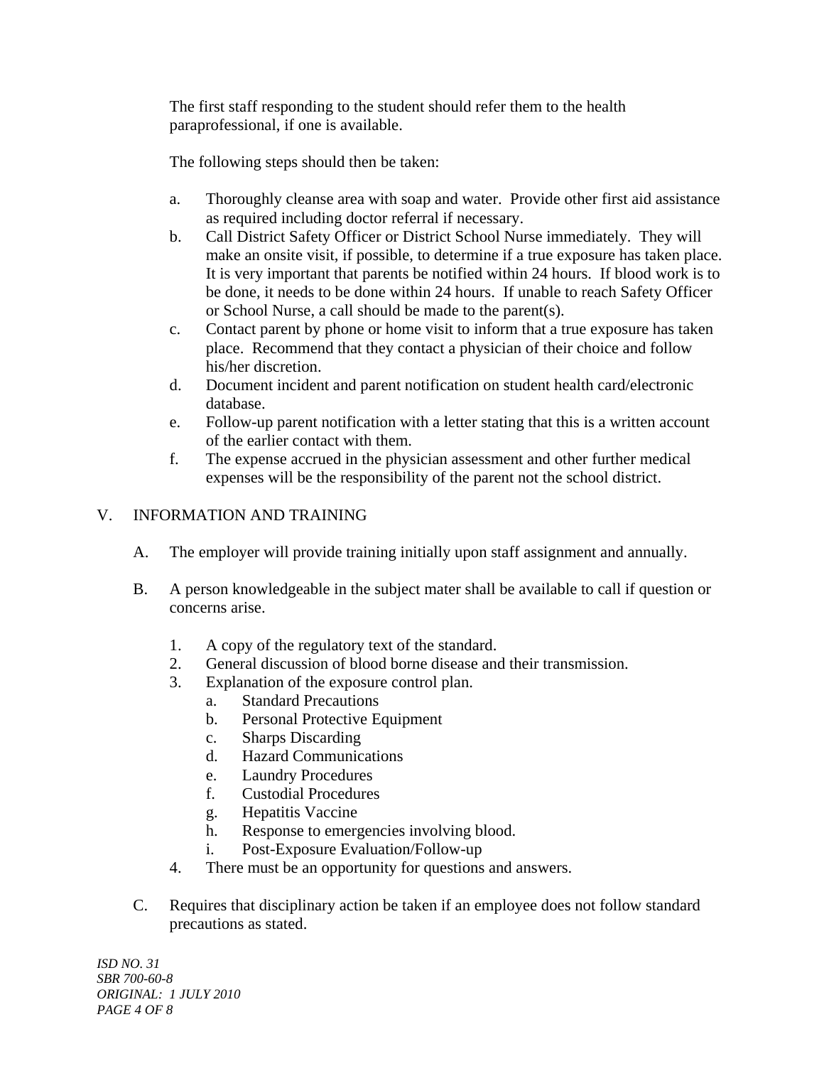The first staff responding to the student should refer them to the health paraprofessional, if one is available.

The following steps should then be taken:

a. Thoroughly cleanse area with soap and water. Provide other first aid assistance as required including doctor referral if necessary.
b. Call District Safety Officer or District School Nurse immediately. They will make an onsite visit, if possible, to determine if a true exposure has taken place. It is very important that parents be notified within 24 hours. If blood work is to be done, it needs to be done within 24 hours. If unable to reach Safety Officer or School Nurse, a call should be made to the parent(s).
c. Contact parent by phone or home visit to inform that a true exposure has taken place. Recommend that they contact a physician of their choice and follow his/her discretion.
d. Document incident and parent notification on student health card/electronic database.
e. Follow-up parent notification with a letter stating that this is a written account of the earlier contact with them.
f. The expense accrued in the physician assessment and other further medical expenses will be the responsibility of the parent not the school district.

## V. INFORMATION AND TRAINING

A. The employer will provide training initially upon staff assignment and annually.

B. A person knowledgeable in the subject mater shall be available to call if question or concerns arise.

1. A copy of the regulatory text of the standard.
2. General discussion of blood borne disease and their transmission.
3. Explanation of the exposure control plan.
   a. Standard Precautions
   b. Personal Protective Equipment
   c. Sharps Discarding
   d. Hazard Communications
   e. Laundry Procedures
   f. Custodial Procedures
   g. Hepatitis Vaccine
   h. Response to emergencies involving blood.
   i. Post-Exposure Evaluation/Follow-up
4. There must be an opportunity for questions and answers.

C. Requires that disciplinary action be taken if an employee does not follow standard precautions as stated.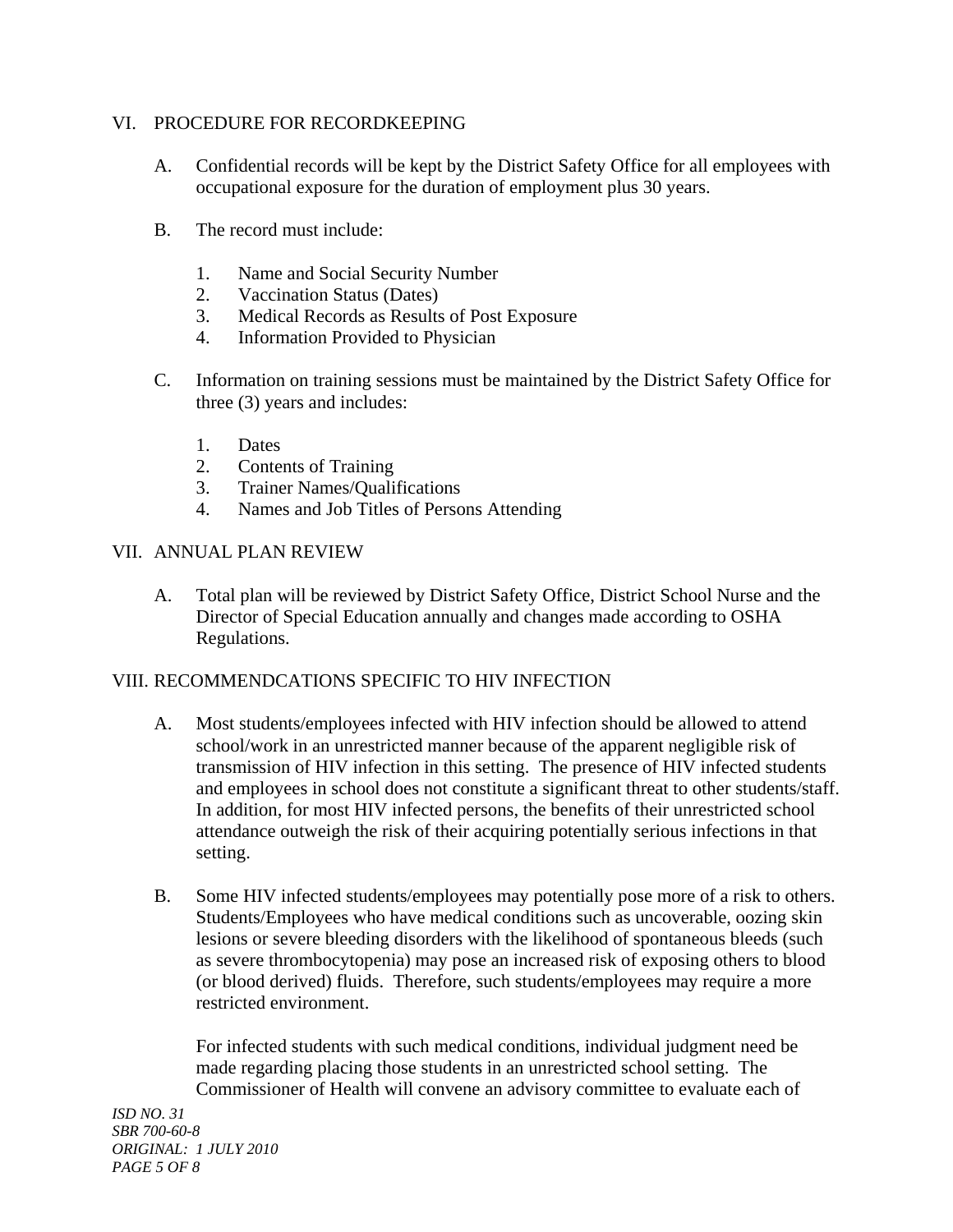## VI. PROCEDURE FOR RECORDKEEPING

A. Confidential records will be kept by the District Safety Office for all employees with occupational exposure for the duration of employment plus 30 years.

B. The record must include:

1. Name and Social Security Number
2. Vaccination Status (Dates)
3. Medical Records as Results of Post Exposure
4. Information Provided to Physician

C. Information on training sessions must be maintained by the District Safety Office for three (3) years and includes:

1. Dates
2. Contents of Training
3. Trainer Names/Qualifications
4. Names and Job Titles of Persons Attending

## VII. ANNUAL PLAN REVIEW

A. Total plan will be reviewed by District Safety Office, District School Nurse and the Director of Special Education annually and changes made according to OSHA Regulations.

## VIII. RECOMMENDCATIONS SPECIFIC TO HIV INFECTION

A. Most students/employees infected with HIV infection should be allowed to attend school/work in an unrestricted manner because of the apparent negligible risk of transmission of HIV infection in this setting. The presence of HIV infected students and employees in school does not constitute a significant threat to other students/staff. In addition, for most HIV infected persons, the benefits of their unrestricted school attendance outweigh the risk of their acquiring potentially serious infections in that setting.

B. Some HIV infected students/employees may potentially pose more of a risk to others. Students/Employees who have medical conditions such as uncoverable, oozing skin lesions or severe bleeding disorders with the likelihood of spontaneous bleeds (such as severe thrombocytopenia) may pose an increased risk of exposing others to blood (or blood derived) fluids. Therefore, such students/employees may require a more restricted environment.

For infected students with such medical conditions, individual judgment need be made regarding placing those students in an unrestricted school setting. The Commissioner of Health will convene an advisory committee to evaluate each of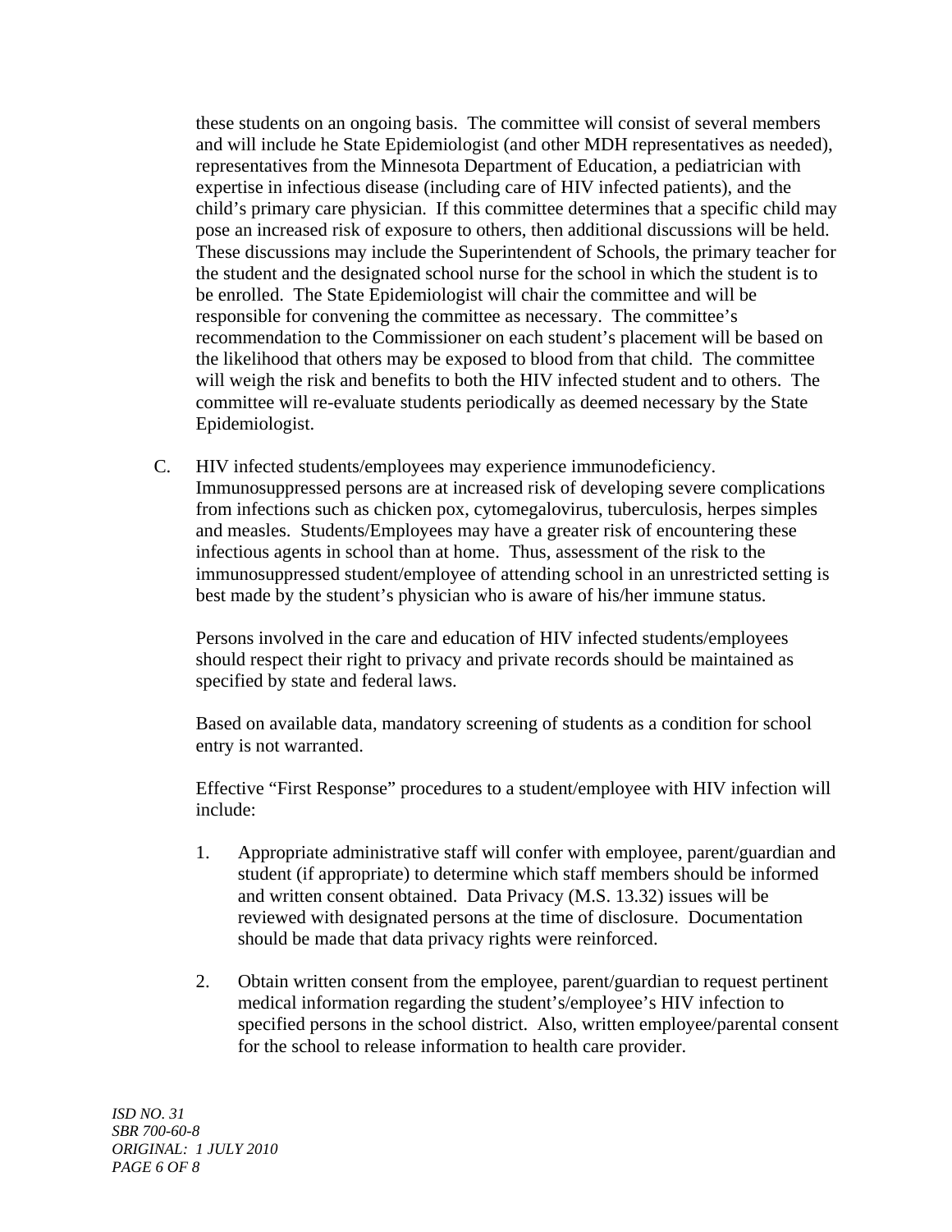these students on an ongoing basis. The committee will consist of several members and will include he State Epidemiologist (and other MDH representatives as needed), representatives from the Minnesota Department of Education, a pediatrician with expertise in infectious disease (including care of HIV infected patients), and the child's primary care physician. If this committee determines that a specific child may pose an increased risk of exposure to others, then additional discussions will be held. These discussions may include the Superintendent of Schools, the primary teacher for the student and the designated school nurse for the school in which the student is to be enrolled. The State Epidemiologist will chair the committee and will be responsible for convening the committee as necessary. The committee's recommendation to the Commissioner on each student's placement will be based on the likelihood that others may be exposed to blood from that child. The committee will weigh the risk and benefits to both the HIV infected student and to others. The committee will re-evaluate students periodically as deemed necessary by the State Epidemiologist.

C. HIV infected students/employees may experience immunodeficiency. Immunosuppressed persons are at increased risk of developing severe complications from infections such as chicken pox, cytomegalovirus, tuberculosis, herpes simples and measles. Students/Employees may have a greater risk of encountering these infectious agents in school than at home. Thus, assessment of the risk to the immunosuppressed student/employee of attending school in an unrestricted setting is best made by the student's physician who is aware of his/her immune status.

Persons involved in the care and education of HIV infected students/employees should respect their right to privacy and private records should be maintained as specified by state and federal laws.

Based on available data, mandatory screening of students as a condition for school entry is not warranted.

Effective "First Response" procedures to a student/employee with HIV infection will include:

1. Appropriate administrative staff will confer with employee, parent/guardian and student (if appropriate) to determine which staff members should be informed and written consent obtained. Data Privacy (M.S. 13.32) issues will be reviewed with designated persons at the time of disclosure. Documentation should be made that data privacy rights were reinforced.

2. Obtain written consent from the employee, parent/guardian to request pertinent medical information regarding the student's/employee's HIV infection to specified persons in the school district. Also, written employee/parental consent for the school to release information to health care provider.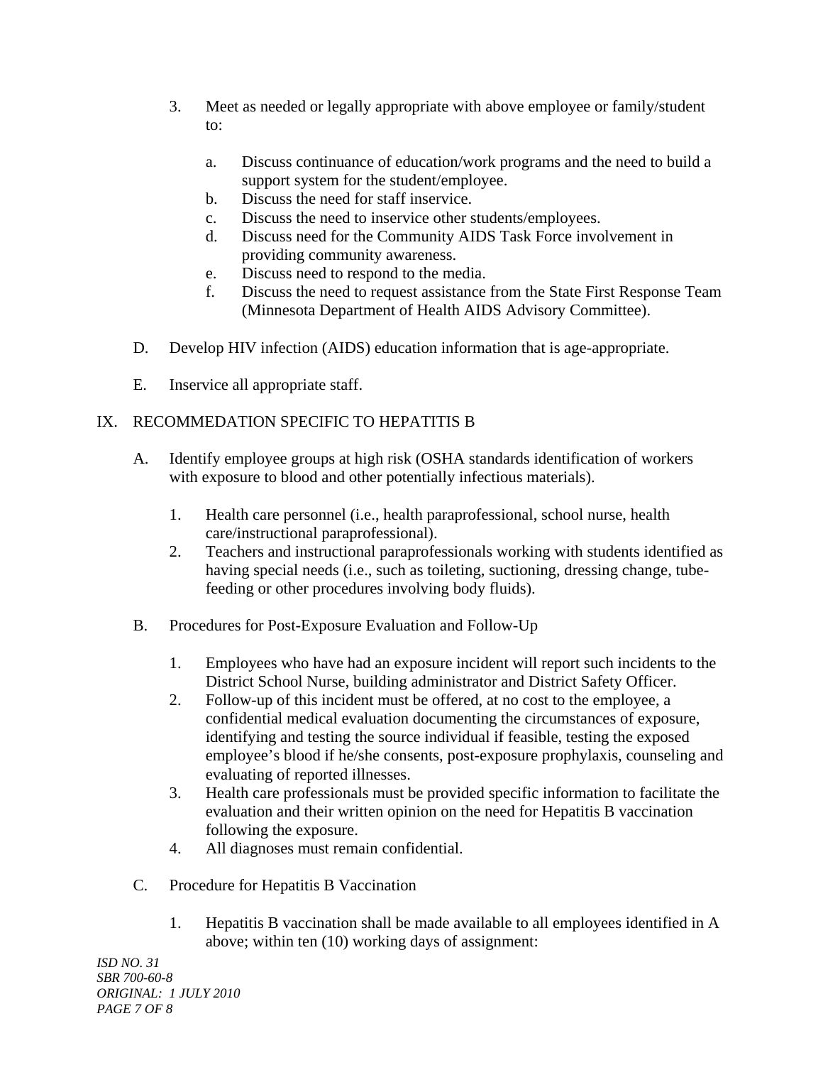3. Meet as needed or legally appropriate with above employee or family/student to:

    a. Discuss continuance of education/work programs and the need to build a support system for the student/employee.
    b. Discuss the need for staff inservice.
    c. Discuss the need to inservice other students/employees.
    d. Discuss need for the Community AIDS Task Force involvement in providing community awareness.
    e. Discuss need to respond to the media.
    f. Discuss the need to request assistance from the State First Response Team (Minnesota Department of Health AIDS Advisory Committee).

D. Develop HIV infection (AIDS) education information that is age-appropriate.

E. Inservice all appropriate staff.

## IX. RECOMMEDATION SPECIFIC TO HEPATITIS B

A. Identify employee groups at high risk (OSHA standards identification of workers with exposure to blood and other potentially infectious materials).

1. Health care personnel (i.e., health paraprofessional, school nurse, health care/instructional paraprofessional).
2. Teachers and instructional paraprofessionals working with students identified as having special needs (i.e., such as toileting, suctioning, dressing change, tube-feeding or other procedures involving body fluids).

B. Procedures for Post-Exposure Evaluation and Follow-Up

1. Employees who have had an exposure incident will report such incidents to the District School Nurse, building administrator and District Safety Officer.
2. Follow-up of this incident must be offered, at no cost to the employee, a confidential medical evaluation documenting the circumstances of exposure, identifying and testing the source individual if feasible, testing the exposed employee's blood if he/she consents, post-exposure prophylaxis, counseling and evaluating of reported illnesses.
3. Health care professionals must be provided specific information to facilitate the evaluation and their written opinion on the need for Hepatitis B vaccination following the exposure.
4. All diagnoses must remain confidential.

C. Procedure for Hepatitis B Vaccination

1. Hepatitis B vaccination shall be made available to all employees identified in A above; within ten (10) working days of assignment: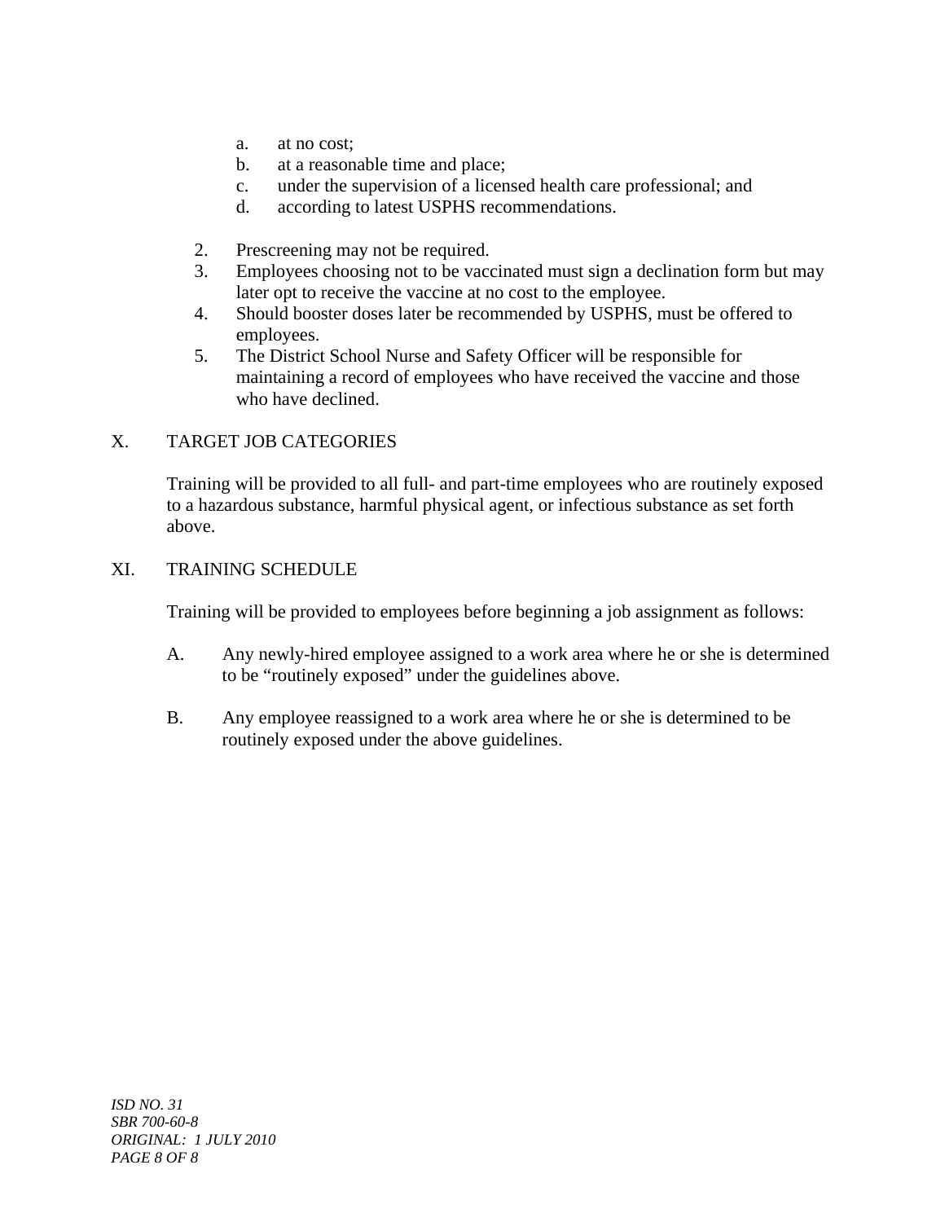a. at no cost;
b. at a reasonable time and place;
c. under the supervision of a licensed health care professional; and
d. according to latest USPHS recommendations.

2. Prescreening may not be required.
3. Employees choosing not to be vaccinated must sign a declination form but may later opt to receive the vaccine at no cost to the employee.
4. Should booster doses later be recommended by USPHS, must be offered to employees.
5. The District School Nurse and Safety Officer will be responsible for maintaining a record of employees who have received the vaccine and those who have declined.

## X. TARGET JOB CATEGORIES

Training will be provided to all full- and part-time employees who are routinely exposed to a hazardous substance, harmful physical agent, or infectious substance as set forth above.

## XI. TRAINING SCHEDULE

Training will be provided to employees before beginning a job assignment as follows:

A. Any newly-hired employee assigned to a work area where he or she is determined to be “routinely exposed” under the guidelines above.

B. Any employee reassigned to a work area where he or she is determined to be routinely exposed under the above guidelines.

*ISD NO. 31*
*SBR 700-60-8*
*ORIGINAL: 1 JULY 2010*